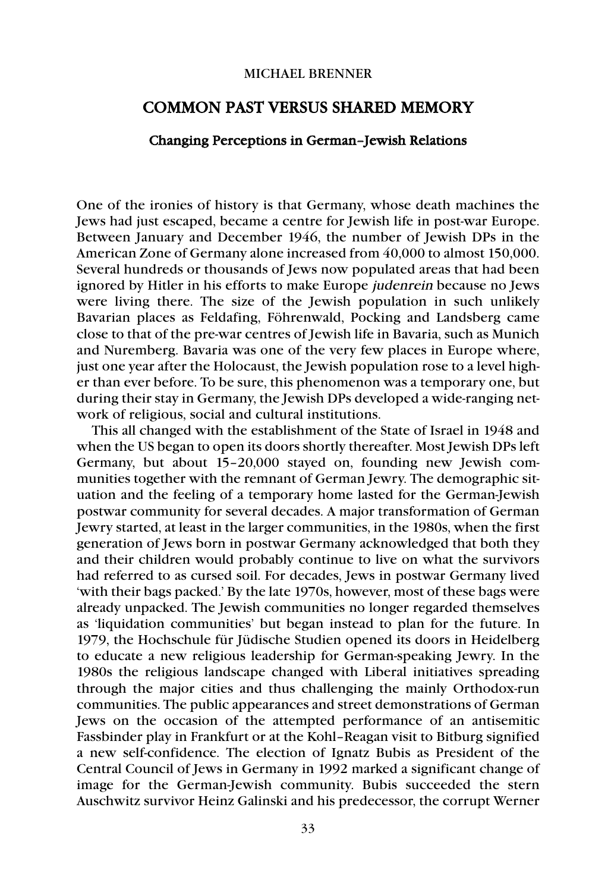MICHAEL BRENNER

# COMMON PAST VERSUS SHARED MEMORY

## Changing Perceptions in German–Jewish Relations

One of the ironies of history is that Germany, whose death machines the Jews had just escaped, became a centre for Jewish life in post-war Europe. Between January and December 1946, the number of Jewish DPs in the American Zone of Germany alone increased from 40,000 to almost 150,000. Several hundreds or thousands of Jews now populated areas that had been ignored by Hitler in his efforts to make Europe *judenrein* because no Jews were living there. The size of the Jewish population in such unlikely Bavarian places as Feldafing, Föhrenwald, Pocking and Landsberg came close to that of the pre-war centres of Jewish life in Bavaria, such as Munich and Nuremberg. Bavaria was one of the very few places in Europe where, just one year after the Holocaust, the Jewish population rose to a level higher than ever before. To be sure, this phenomenon was a temporary one, but during their stay in Germany, the Jewish DPs developed a wide-ranging network of religious, social and cultural institutions.

This all changed with the establishment of the State of Israel in 1948 and when the US began to open its doors shortly thereafter. Most Jewish DPs left Germany, but about 15–20,000 stayed on, founding new Jewish communities together with the remnant of German Jewry. The demographic situation and the feeling of a temporary home lasted for the German-Jewish postwar community for several decades. A major transformation of German Jewry started, at least in the larger communities, in the 1980s, when the first generation of Jews born in postwar Germany acknowledged that both they and their children would probably continue to live on what the survivors had referred to as cursed soil. For decades, Jews in postwar Germany lived 'with their bags packed.' By the late 1970s, however, most of these bags were already unpacked. The Jewish communities no longer regarded themselves as 'liquidation communities' but began instead to plan for the future. In 1979, the Hochschule für Jüdische Studien opened its doors in Heidelberg to educate a new religious leadership for German-speaking Jewry. In the 1980s the religious landscape changed with Liberal initiatives spreading through the major cities and thus challenging the mainly Orthodox-run communities. The public appearances and street demonstrations of German Jews on the occasion of the attempted performance of an antisemitic Fassbinder play in Frankfurt or at the Kohl–Reagan visit to Bitburg signified a new self-confidence. The election of Ignatz Bubis as President of the Central Council of Jews in Germany in 1992 marked a significant change of image for the German-Jewish community. Bubis succeeded the stern Auschwitz survivor Heinz Galinski and his predecessor, the corrupt Werner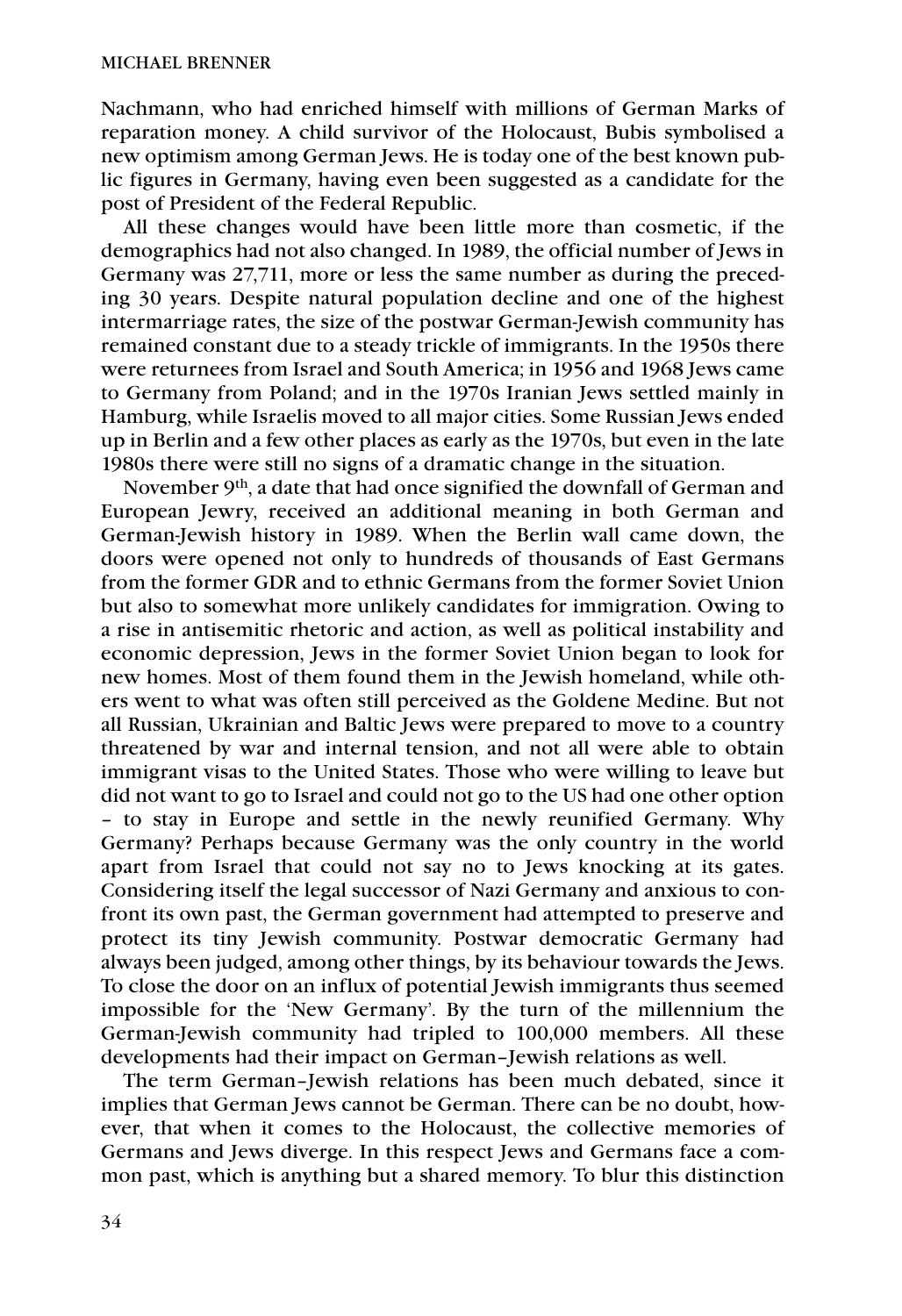Nachmann, who had enriched himself with millions of German Marks of reparation money. A child survivor of the Holocaust, Bubis symbolised a new optimism among German Jews. He is today one of the best known public figures in Germany, having even been suggested as a candidate for the post of President of the Federal Republic.

All these changes would have been little more than cosmetic, if the demographics had not also changed. In 1989, the official number of Jews in Germany was 27,711, more or less the same number as during the preceding 30 years. Despite natural population decline and one of the highest intermarriage rates, the size of the postwar German-Jewish community has remained constant due to a steady trickle of immigrants. In the 1950s there were returnees from Israel and South America; in 1956 and 1968 Jews came to Germany from Poland; and in the 1970s Iranian Jews settled mainly in Hamburg, while Israelis moved to all major cities. Some Russian Jews ended up in Berlin and a few other places as early as the 1970s, but even in the late 1980s there were still no signs of a dramatic change in the situation.

November 9th, a date that had once signified the downfall of German and European Jewry, received an additional meaning in both German and German-Jewish history in 1989. When the Berlin wall came down, the doors were opened not only to hundreds of thousands of East Germans from the former GDR and to ethnic Germans from the former Soviet Union but also to somewhat more unlikely candidates for immigration. Owing to a rise in antisemitic rhetoric and action, as well as political instability and economic depression, Jews in the former Soviet Union began to look for new homes. Most of them found them in the Jewish homeland, while others went to what was often still perceived as the Goldene Medine. But not all Russian, Ukrainian and Baltic Jews were prepared to move to a country threatened by war and internal tension, and not all were able to obtain immigrant visas to the United States. Those who were willing to leave but did not want to go to Israel and could not go to the US had one other option – to stay in Europe and settle in the newly reunified Germany. Why Germany? Perhaps because Germany was the only country in the world apart from Israel that could not say no to Jews knocking at its gates. Considering itself the legal successor of Nazi Germany and anxious to confront its own past, the German government had attempted to preserve and protect its tiny Jewish community. Postwar democratic Germany had always been judged, among other things, by its behaviour towards the Jews. To close the door on an influx of potential Jewish immigrants thus seemed impossible for the 'New Germany'. By the turn of the millennium the German-Jewish community had tripled to 100,000 members. All these developments had their impact on German–Jewish relations as well.

The term German–Jewish relations has been much debated, since it implies that German Jews cannot be German. There can be no doubt, however, that when it comes to the Holocaust, the collective memories of Germans and Jews diverge. In this respect Jews and Germans face a common past, which is anything but a shared memory. To blur this distinction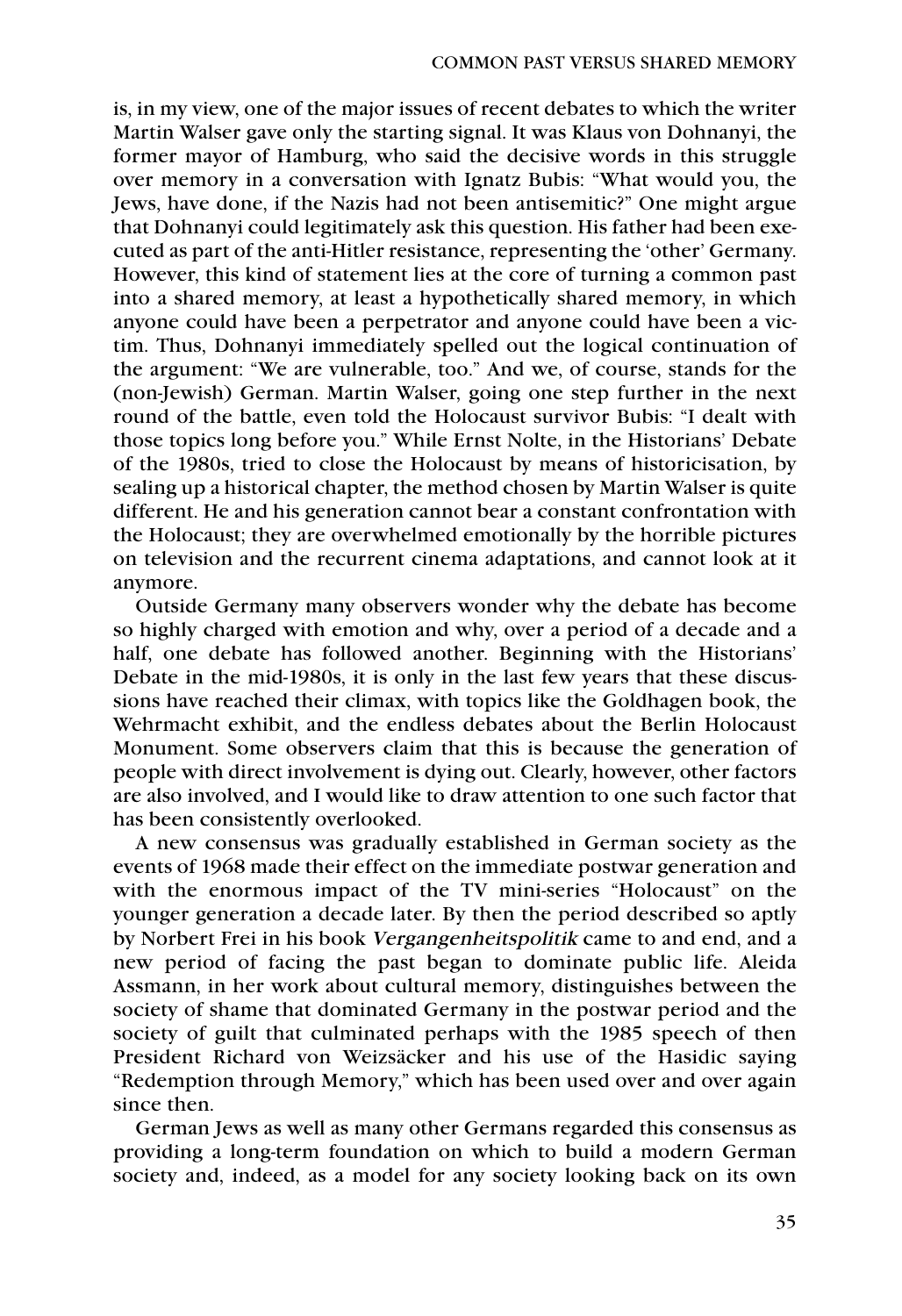is, in my view, one of the major issues of recent debates to which the writer Martin Walser gave only the starting signal. It was Klaus von Dohnanyi, the former mayor of Hamburg, who said the decisive words in this struggle over memory in a conversation with Ignatz Bubis: "What would you, the Jews, have done, if the Nazis had not been antisemitic?" One might argue that Dohnanyi could legitimately ask this question. His father had been executed as part of the anti-Hitler resistance, representing the 'other' Germany. However, this kind of statement lies at the core of turning a common past into a shared memory, at least a hypothetically shared memory, in which anyone could have been a perpetrator and anyone could have been a victim. Thus, Dohnanyi immediately spelled out the logical continuation of the argument: "We are vulnerable, too." And we, of course, stands for the (non-Jewish) German. Martin Walser, going one step further in the next round of the battle, even told the Holocaust survivor Bubis: "I dealt with those topics long before you." While Ernst Nolte, in the Historians' Debate of the 1980s, tried to close the Holocaust by means of historicisation, by sealing up a historical chapter, the method chosen by Martin Walser is quite different. He and his generation cannot bear a constant confrontation with the Holocaust; they are overwhelmed emotionally by the horrible pictures on television and the recurrent cinema adaptations, and cannot look at it anymore.

Outside Germany many observers wonder why the debate has become so highly charged with emotion and why, over a period of a decade and a half, one debate has followed another. Beginning with the Historians' Debate in the mid-1980s, it is only in the last few years that these discussions have reached their climax, with topics like the Goldhagen book, the Wehrmacht exhibit, and the endless debates about the Berlin Holocaust Monument. Some observers claim that this is because the generation of people with direct involvement is dying out. Clearly, however, other factors are also involved, and I would like to draw attention to one such factor that has been consistently overlooked.

A new consensus was gradually established in German society as the events of 1968 made their effect on the immediate postwar generation and with the enormous impact of the TV mini-series "Holocaust" on the younger generation a decade later. By then the period described so aptly by Norbert Frei in his book *Vergangenheitspolitik* came to and end, and a new period of facing the past began to dominate public life. Aleida Assmann, in her work about cultural memory, distinguishes between the society of shame that dominated Germany in the postwar period and the society of guilt that culminated perhaps with the 1985 speech of then President Richard von Weizsäcker and his use of the Hasidic saying "Redemption through Memory," which has been used over and over again since then.

German Jews as well as many other Germans regarded this consensus as providing a long-term foundation on which to build a modern German society and, indeed, as a model for any society looking back on its own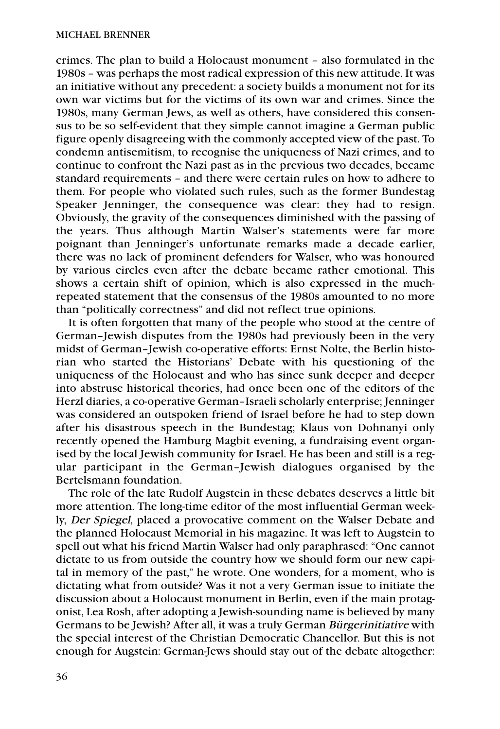crimes. The plan to build a Holocaust monument – also formulated in the 1980s – was perhaps the most radical expression of this new attitude. It was an initiative without any precedent: a society builds a monument not for its own war victims but for the victims of its own war and crimes. Since the 1980s, many German Jews, as well as others, have considered this consensus to be so self-evident that they simple cannot imagine a German public figure openly disagreeing with the commonly accepted view of the past. To condemn antisemitism, to recognise the uniqueness of Nazi crimes, and to continue to confront the Nazi past as in the previous two decades, became standard requirements – and there were certain rules on how to adhere to them. For people who violated such rules, such as the former Bundestag Speaker Jenninger, the consequence was clear: they had to resign. Obviously, the gravity of the consequences diminished with the passing of the years. Thus although Martin Walser's statements were far more poignant than Jenninger's unfortunate remarks made a decade earlier, there was no lack of prominent defenders for Walser, who was honoured by various circles even after the debate became rather emotional. This shows a certain shift of opinion, which is also expressed in the much-repeated statement that the consensus of the 1980s amounted to no more than "politically correctness" and did not reflect true opinions.

It is often forgotten that many of the people who stood at the centre of German–Jewish disputes from the 1980s had previously been in the very midst of German–Jewish co-operative efforts: Ernst Nolte, the Berlin historian who started the Historians' Debate with his questioning of the uniqueness of the Holocaust and who has since sunk deeper and deeper into abstruse historical theories, had once been one of the editors of the Herzl diaries, a co-operative German–Israeli scholarly enterprise; Jenninger was considered an outspoken friend of Israel before he had to step down after his disastrous speech in the Bundestag; Klaus von Dohnanyi only recently opened the Hamburg Magbit evening, a fundraising event organised by the local Jewish community for Israel. He has been and still is a regular participant in the German–Jewish dialogues organised by the Bertelsmann foundation.

The role of the late Rudolf Augstein in these debates deserves a little bit more attention. The long-time editor of the most influential German weekly, *Der Spiegel,* placed a provocative comment on the Walser Debate and the planned Holocaust Memorial in his magazine. It was left to Augstein to spell out what his friend Martin Walser had only paraphrased: "One cannot dictate to us from outside the country how we should form our new capital in memory of the past," he wrote. One wonders, for a moment, who is dictating what from outside? Was it not a very German issue to initiate the discussion about a Holocaust monument in Berlin, even if the main protagonist, Lea Rosh, after adopting a Jewish-sounding name is believed by many Germans to be Jewish? After all, it was a truly German *Bürgerinitiative* with the special interest of the Christian Democratic Chancellor. But this is not enough for Augstein: German-Jews should stay out of the debate altogether: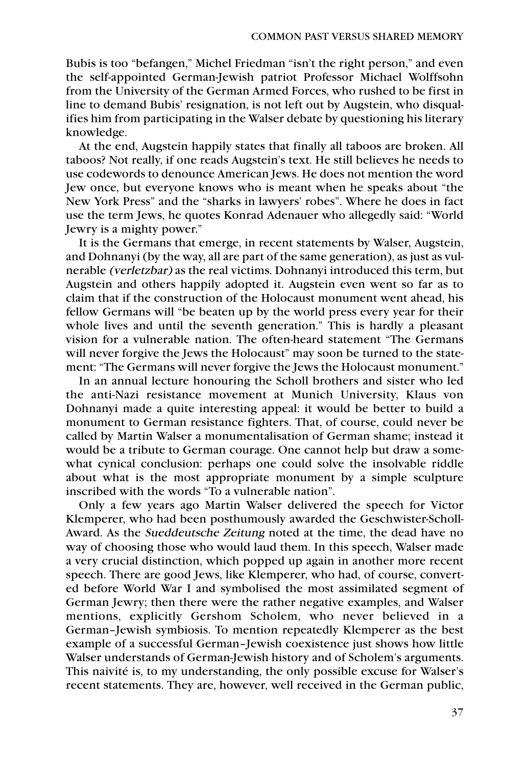Bubis is too "befangen," Michel Friedman "isn't the right person," and even the self-appointed German-Jewish patriot Professor Michael Wolffsohn from the University of the German Armed Forces, who rushed to be first in line to demand Bubis' resignation, is not left out by Augstein, who disqualifies him from participating in the Walser debate by questioning his literary knowledge.

At the end, Augstein happily states that finally all taboos are broken. All taboos? Not really, if one reads Augstein's text. He still believes he needs to use codewords to denounce American Jews. He does not mention the word Jew once, but everyone knows who is meant when he speaks about "the New York Press" and the "sharks in lawyers' robes". Where he does in fact use the term Jews, he quotes Konrad Adenauer who allegedly said: "World Jewry is a mighty power."

It is the Germans that emerge, in recent statements by Walser, Augstein, and Dohnanyi (by the way, all are part of the same generation), as just as vulnerable *(verletzbar)* as the real victims. Dohnanyi introduced this term, but Augstein and others happily adopted it. Augstein even went so far as to claim that if the construction of the Holocaust monument went ahead, his fellow Germans will "be beaten up by the world press every year for their whole lives and until the seventh generation." This is hardly a pleasant vision for a vulnerable nation. The often-heard statement "The Germans will never forgive the Jews the Holocaust" may soon be turned to the statement: "The Germans will never forgive the Jews the Holocaust monument."

In an annual lecture honouring the Scholl brothers and sister who led the anti-Nazi resistance movement at Munich University, Klaus von Dohnanyi made a quite interesting appeal: it would be better to build a monument to German resistance fighters. That, of course, could never be called by Martin Walser a monumentalisation of German shame; instead it would be a tribute to German courage. One cannot help but draw a somewhat cynical conclusion: perhaps one could solve the insolvable riddle about what is the most appropriate monument by a simple sculpture inscribed with the words "To a vulnerable nation".

Only a few years ago Martin Walser delivered the speech for Victor Klemperer, who had been posthumously awarded the Geschwister-Scholl-Award. As the *Sueddeutsche Zeitung* noted at the time, the dead have no way of choosing those who would laud them. In this speech, Walser made a very crucial distinction, which popped up again in another more recent speech. There are good Jews, like Klemperer, who had, of course, converted before World War I and symbolised the most assimilated segment of German Jewry; then there were the rather negative examples, and Walser mentions, explicitly Gershom Scholem, who never believed in a German–Jewish symbiosis. To mention repeatedly Klemperer as the best example of a successful German–Jewish coexistence just shows how little Walser understands of German-Jewish history and of Scholem's arguments. This naivité is, to my understanding, the only possible excuse for Walser's recent statements. They are, however, well received in the German public,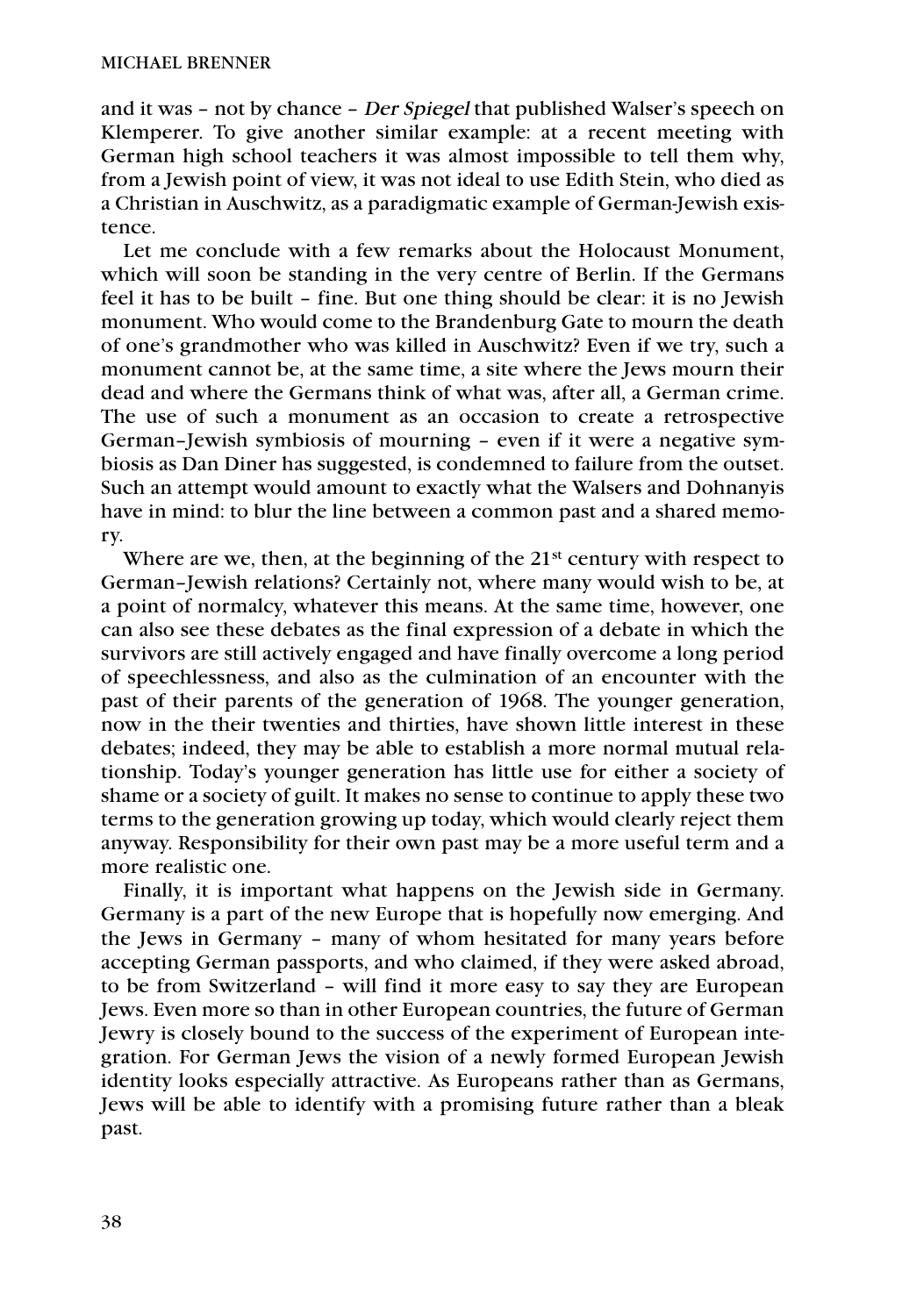and it was – not by chance – *Der Spiegel* that published Walser's speech on Klemperer. To give another similar example: at a recent meeting with German high school teachers it was almost impossible to tell them why, from a Jewish point of view, it was not ideal to use Edith Stein, who died as a Christian in Auschwitz, as a paradigmatic example of German-Jewish existence.

Let me conclude with a few remarks about the Holocaust Monument, which will soon be standing in the very centre of Berlin. If the Germans feel it has to be built – fine. But one thing should be clear: it is no Jewish monument. Who would come to the Brandenburg Gate to mourn the death of one's grandmother who was killed in Auschwitz? Even if we try, such a monument cannot be, at the same time, a site where the Jews mourn their dead and where the Germans think of what was, after all, a German crime. The use of such a monument as an occasion to create a retrospective German–Jewish symbiosis of mourning – even if it were a negative symbiosis as Dan Diner has suggested, is condemned to failure from the outset. Such an attempt would amount to exactly what the Walsers and Dohnanyis have in mind: to blur the line between a common past and a shared memory.

Where are we, then, at the beginning of the 21st century with respect to German–Jewish relations? Certainly not, where many would wish to be, at a point of normalcy, whatever this means. At the same time, however, one can also see these debates as the final expression of a debate in which the survivors are still actively engaged and have finally overcome a long period of speechlessness, and also as the culmination of an encounter with the past of their parents of the generation of 1968. The younger generation, now in the their twenties and thirties, have shown little interest in these debates; indeed, they may be able to establish a more normal mutual relationship. Today's younger generation has little use for either a society of shame or a society of guilt. It makes no sense to continue to apply these two terms to the generation growing up today, which would clearly reject them anyway. Responsibility for their own past may be a more useful term and a more realistic one.

Finally, it is important what happens on the Jewish side in Germany. Germany is a part of the new Europe that is hopefully now emerging. And the Jews in Germany – many of whom hesitated for many years before accepting German passports, and who claimed, if they were asked abroad, to be from Switzerland – will find it more easy to say they are European Jews. Even more so than in other European countries, the future of German Jewry is closely bound to the success of the experiment of European integration. For German Jews the vision of a newly formed European Jewish identity looks especially attractive. As Europeans rather than as Germans, Jews will be able to identify with a promising future rather than a bleak past.